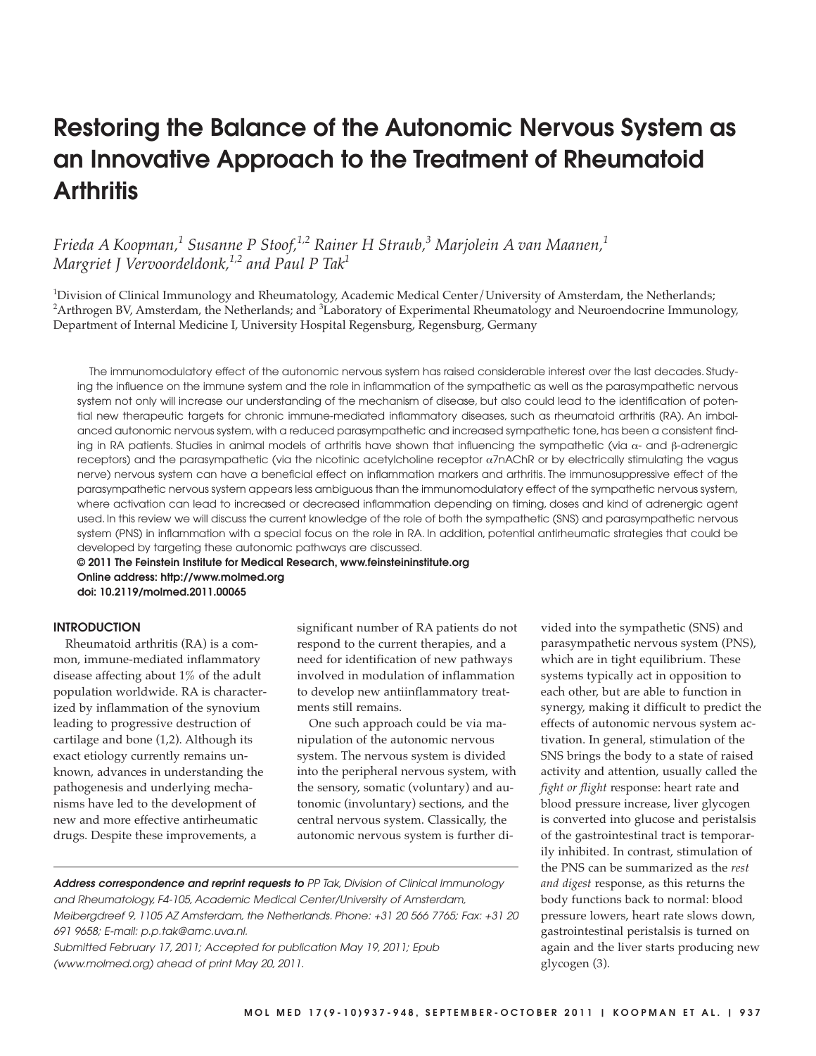# Restoring the Balance of the Autonomic Nervous System as an Innovative Approach to the Treatment of Rheumatoid Arthritis

*Frieda A Koopman,[1] Susanne P Stoof,[1,2] Rainer H Straub,[3] Marjolein A van Maanen,[1] Margriet J Vervoordeldonk,[1,2] and Paul P Tak[1]*

[1]Division of Clinical Immunology and Rheumatology, Academic Medical Center/University of Amsterdam, the Netherlands; [2]Arthrogen BV, Amsterdam, the Netherlands; and [3]Laboratory of Experimental Rheumatology and Neuroendocrine Immunology, Department of Internal Medicine I, University Hospital Regensburg, Regensburg, Germany

The immunomodulatory effect of the autonomic nervous system has raised considerable interest over the last decades. Studying the influence on the immune system and the role in inflammation of the sympathetic as well as the parasympathetic nervous system not only will increase our understanding of the mechanism of disease, but also could lead to the identification of potential new therapeutic targets for chronic immune-mediated inflammatory diseases, such as rheumatoid arthritis (RA). An imbalanced autonomic nervous system, with a reduced parasympathetic and increased sympathetic tone, has been a consistent finding in RA patients. Studies in animal models of arthritis have shown that influencing the sympathetic (via α- and β-adrenergic receptors) and the parasympathetic (via the nicotinic acetylcholine receptor α7nAChR or by electrically stimulating the vagus nerve) nervous system can have a beneficial effect on inflammation markers and arthritis. The immunosuppressive effect of the parasympathetic nervous system appears less ambiguous than the immunomodulatory effect of the sympathetic nervous system, where activation can lead to increased or decreased inflammation depending on timing, doses and kind of adrenergic agent used. In this review we will discuss the current knowledge of the role of both the sympathetic (SNS) and parasympathetic nervous system (PNS) in inflammation with a special focus on the role in RA. In addition, potential antirheumatic strategies that could be developed by targeting these autonomic pathways are discussed.

**© 2011 The Feinstein Institute for Medical Research, www.feinsteininstitute.org**
**Online address: http://www.molmed.org**
**doi: 10.2119/molmed.2011.00065**

## INTRODUCTION

Rheumatoid arthritis (RA) is a common, immune-mediated inflammatory disease affecting about 1% of the adult population worldwide. RA is characterized by inflammation of the synovium leading to progressive destruction of cartilage and bone (1,2). Although its exact etiology currently remains unknown, advances in understanding the pathogenesis and underlying mechanisms have led to the development of new and more effective antirheumatic drugs. Despite these improvements, a significant number of RA patients do not respond to the current therapies, and a need for identification of new pathways involved in modulation of inflammation to develop new antiinflammatory treatments still remains.

One such approach could be via manipulation of the autonomic nervous system. The nervous system is divided into the peripheral nervous system, with the sensory, somatic (voluntary) and autonomic (involuntary) sections, and the central nervous system. Classically, the autonomic nervous system is further divided into the sympathetic (SNS) and parasympathetic nervous system (PNS), which are in tight equilibrium. These systems typically act in opposition to each other, but are able to function in synergy, making it difficult to predict the effects of autonomic nervous system activation. In general, stimulation of the SNS brings the body to a state of raised activity and attention, usually called the *fight or flight* response: heart rate and blood pressure increase, liver glycogen is converted into glucose and peristalsis of the gastrointestinal tract is temporarily inhibited. In contrast, stimulation of the PNS can be summarized as the *rest and digest* response, as this returns the body functions back to normal: blood pressure lowers, heart rate slows down, gastrointestinal peristalsis is turned on again and the liver starts producing new glycogen (3).

***Address correspondence and reprint requests to** PP Tak, Division of Clinical Immunology and Rheumatology, F4-105, Academic Medical Center/University of Amsterdam, Meibergdreef 9, 1105 AZ Amsterdam, the Netherlands. Phone: +31 20 566 7765; Fax: +31 20 691 9658; E-mail: p.p.tak@amc.uva.nl.*
*Submitted February 17, 2011; Accepted for publication May 19, 2011; Epub (www.molmed.org) ahead of print May 20, 2011.*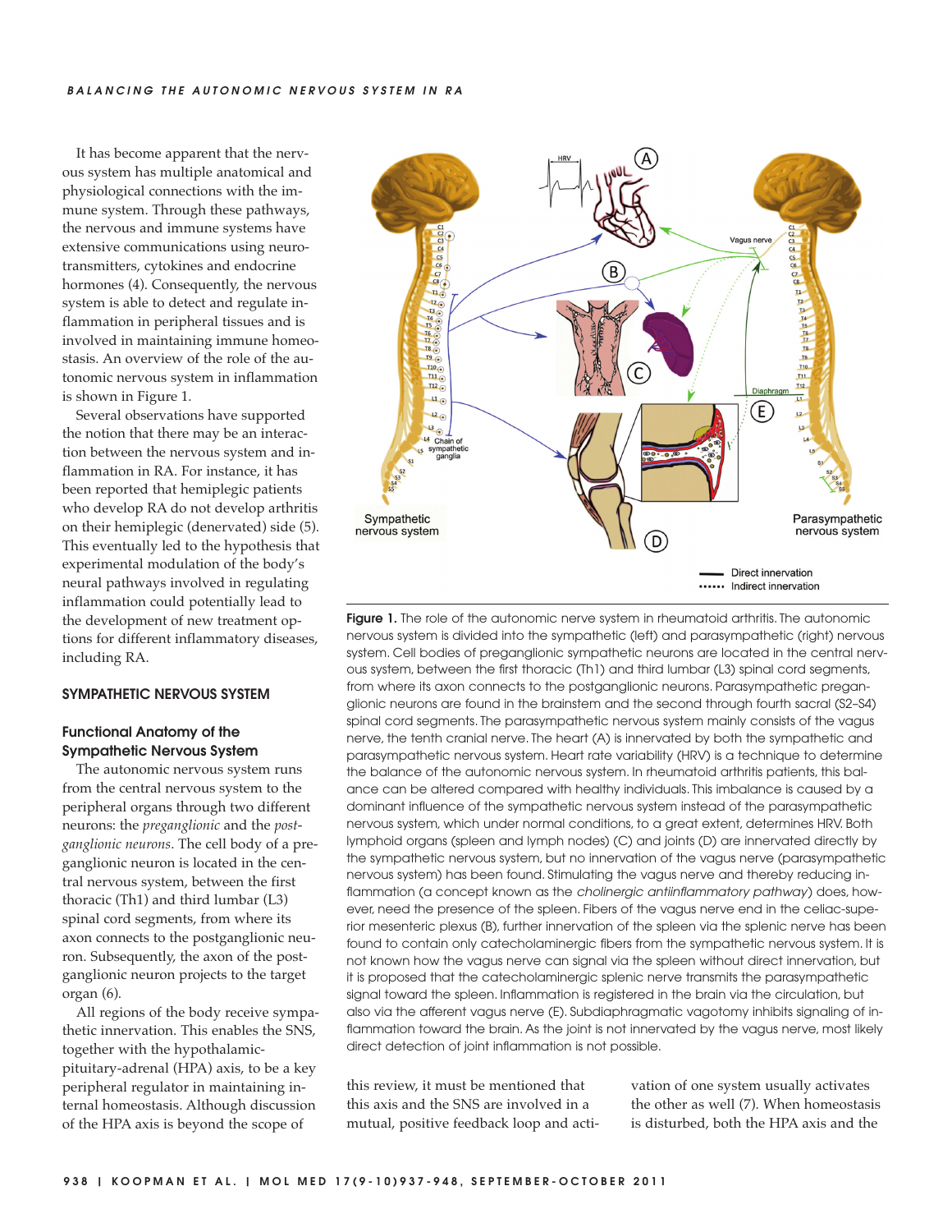It has become apparent that the nervous system has multiple anatomical and physiological connections with the immune system. Through these pathways, the nervous and immune systems have extensive communications using neurotransmitters, cytokines and endocrine hormones (4). Consequently, the nervous system is able to detect and regulate inflammation in peripheral tissues and is involved in maintaining immune homeostasis. An overview of the role of the autonomic nervous system in inflammation is shown in Figure 1.

Several observations have supported the notion that there may be an interaction between the nervous system and inflammation in RA. For instance, it has been reported that hemiplegic patients who develop RA do not develop arthritis on their hemiplegic (denervated) side (5). This eventually led to the hypothesis that experimental modulation of the body's neural pathways involved in regulating inflammation could potentially lead to the development of new treatment options for different inflammatory diseases, including RA.

## SYMPATHETIC NERVOUS SYSTEM

### Functional Anatomy of the Sympathetic Nervous System

The autonomic nervous system runs from the central nervous system to the peripheral organs through two different neurons: the *preganglionic* and the *postganglionic neurons*. The cell body of a preganglionic neuron is located in the central nervous system, between the first thoracic (Th1) and third lumbar (L3) spinal cord segments, from where its axon connects to the postganglionic neuron. Subsequently, the axon of the postganglionic neuron projects to the target organ (6).

All regions of the body receive sympathetic innervation. This enables the SNS, together with the hypothalamic-pituitary-adrenal (HPA) axis, to be a key peripheral regulator in maintaining internal homeostasis. Although discussion of the HPA axis is beyond the scope of this review, it must be mentioned that this axis and the SNS are involved in a mutual, positive feedback loop and activation of one system usually activates the other as well (7). When homeostasis is disturbed, both the HPA axis and the

**Figure 1.** The role of the autonomic nerve system in rheumatoid arthritis. The autonomic nervous system is divided into the sympathetic (left) and parasympathetic (right) nervous system. Cell bodies of preganglionic sympathetic neurons are located in the central nervous system, between the first thoracic (Th1) and third lumbar (L3) spinal cord segments, from where its axon connects to the postganglionic neurons. Parasympathetic preganglionic neurons are found in the brainstem and the second through fourth sacral (S2–S4) spinal cord segments. The parasympathetic nervous system mainly consists of the vagus nerve, the tenth cranial nerve. The heart (A) is innervated by both the sympathetic and parasympathetic nervous system. Heart rate variability (HRV) is a technique to determine the balance of the autonomic nervous system. In rheumatoid arthritis patients, this balance can be altered compared with healthy individuals. This imbalance is caused by a dominant influence of the sympathetic nervous system instead of the parasympathetic nervous system, which under normal conditions, to a great extent, determines HRV. Both lymphoid organs (spleen and lymph nodes) (C) and joints (D) are innervated directly by the sympathetic nervous system, but no innervation of the vagus nerve (parasympathetic nervous system) has been found. Stimulating the vagus nerve and thereby reducing inflammation (a concept known as the *cholinergic antiinflammatory pathway*) does, however, need the presence of the spleen. Fibers of the vagus nerve end in the celiac-superior mesenteric plexus (B), further innervation of the spleen via the splenic nerve has been found to contain only catecholaminergic fibers from the sympathetic nervous system. It is not known how the vagus nerve can signal via the spleen without direct innervation, but it is proposed that the catecholaminergic splenic nerve transmits the parasympathetic signal toward the spleen. Inflammation is registered in the brain via the circulation, but also via the afferent vagus nerve (E). Subdiaphragmatic vagotomy inhibits signaling of inflammation toward the brain. As the joint is not innervated by the vagus nerve, most likely direct detection of joint inflammation is not possible.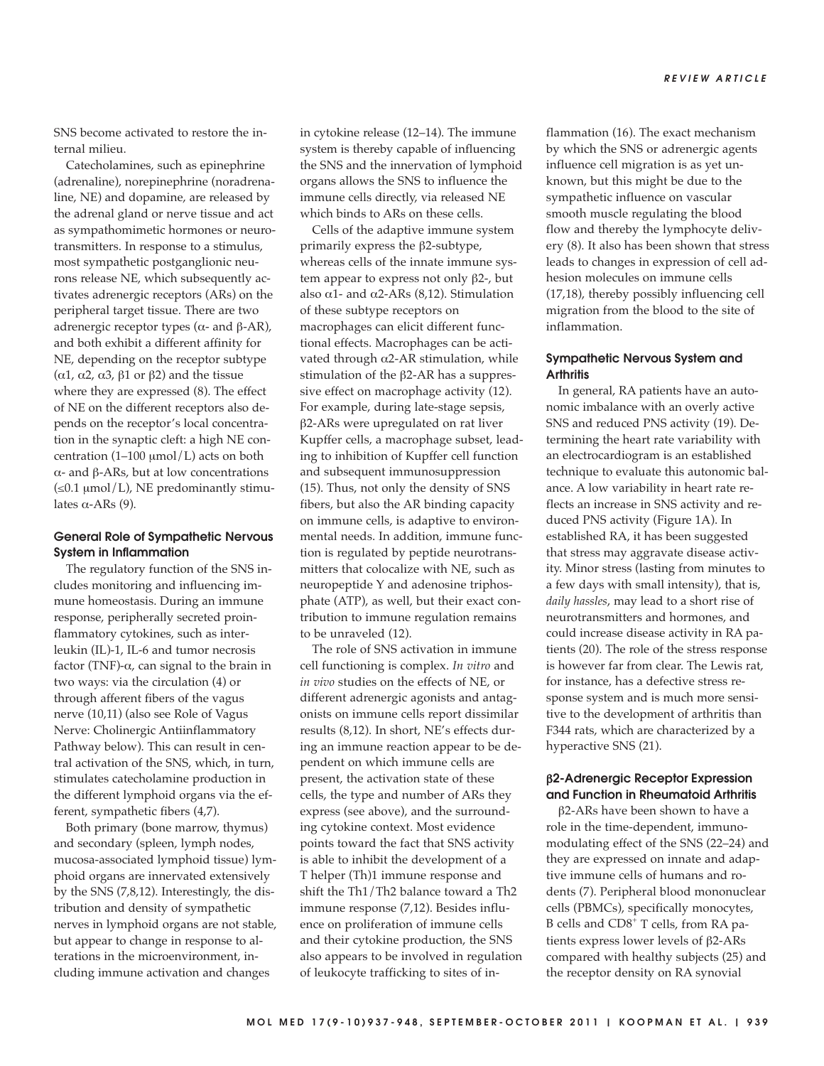SNS become activated to restore the internal milieu.

Catecholamines, such as epinephrine (adrenaline), norepinephrine (noradrenaline, NE) and dopamine, are released by the adrenal gland or nerve tissue and act as sympathomimetic hormones or neurotransmitters. In response to a stimulus, most sympathetic postganglionic neurons release NE, which subsequently activates adrenergic receptors (ARs) on the peripheral target tissue. There are two adrenergic receptor types (α- and β-AR), and both exhibit a different affinity for NE, depending on the receptor subtype (α1, α2, α3, β1 or β2) and the tissue where they are expressed (8). The effect of NE on the different receptors also depends on the receptor's local concentration in the synaptic cleft: a high NE concentration (1–100 μmol/L) acts on both α- and β-ARs, but at low concentrations (≤0.1 μmol/L), NE predominantly stimulates α-ARs (9).

### General Role of Sympathetic Nervous System in Inflammation

The regulatory function of the SNS includes monitoring and influencing immune homeostasis. During an immune response, peripherally secreted proinflammatory cytokines, such as interleukin (IL)-1, IL-6 and tumor necrosis factor (TNF)-α, can signal to the brain in two ways: via the circulation (4) or through afferent fibers of the vagus nerve (10,11) (also see Role of Vagus Nerve: Cholinergic Antiinflammatory Pathway below). This can result in central activation of the SNS, which, in turn, stimulates catecholamine production in the different lymphoid organs via the efferent, sympathetic fibers (4,7).

Both primary (bone marrow, thymus) and secondary (spleen, lymph nodes, mucosa-associated lymphoid tissue) lymphoid organs are innervated extensively by the SNS (7,8,12). Interestingly, the distribution and density of sympathetic nerves in lymphoid organs are not stable, but appear to change in response to alterations in the microenvironment, including immune activation and changes in cytokine release (12–14). The immune system is thereby capable of influencing the SNS and the innervation of lymphoid organs allows the SNS to influence the immune cells directly, via released NE which binds to ARs on these cells.

Cells of the adaptive immune system primarily express the β2-subtype, whereas cells of the innate immune system appear to express not only β2-, but also α1- and α2-ARs (8,12). Stimulation of these subtype receptors on macrophages can elicit different functional effects. Macrophages can be activated through α2-AR stimulation, while stimulation of the β2-AR has a suppressive effect on macrophage activity (12). For example, during late-stage sepsis, β2-ARs were upregulated on rat liver Kupffer cells, a macrophage subset, leading to inhibition of Kupffer cell function and subsequent immunosuppression (15). Thus, not only the density of SNS fibers, but also the AR binding capacity on immune cells, is adaptive to environmental needs. In addition, immune function is regulated by peptide neurotransmitters that colocalize with NE, such as neuropeptide Y and adenosine triphosphate (ATP), as well, but their exact contribution to immune regulation remains to be unraveled (12).

The role of SNS activation in immune cell functioning is complex. *In vitro* and *in vivo* studies on the effects of NE, or different adrenergic agonists and antagonists on immune cells report dissimilar results (8,12). In short, NE's effects during an immune reaction appear to be dependent on which immune cells are present, the activation state of these cells, the type and number of ARs they express (see above), and the surrounding cytokine context. Most evidence points toward the fact that SNS activity is able to inhibit the development of a T helper (Th)1 immune response and shift the Th1/Th2 balance toward a Th2 immune response (7,12). Besides influence on proliferation of immune cells and their cytokine production, the SNS also appears to be involved in regulation of leukocyte trafficking to sites of inflammation (16). The exact mechanism by which the SNS or adrenergic agents influence cell migration is as yet unknown, but this might be due to the sympathetic influence on vascular smooth muscle regulating the blood flow and thereby the lymphocyte delivery (8). It also has been shown that stress leads to changes in expression of cell adhesion molecules on immune cells (17,18), thereby possibly influencing cell migration from the blood to the site of inflammation.

### Sympathetic Nervous System and Arthritis

In general, RA patients have an autonomic imbalance with an overly active SNS and reduced PNS activity (19). Determining the heart rate variability with an electrocardiogram is an established technique to evaluate this autonomic balance. A low variability in heart rate reflects an increase in SNS activity and reduced PNS activity (Figure 1A). In established RA, it has been suggested that stress may aggravate disease activity. Minor stress (lasting from minutes to a few days with small intensity), that is, *daily hassles*, may lead to a short rise of neurotransmitters and hormones, and could increase disease activity in RA patients (20). The role of the stress response is however far from clear. The Lewis rat, for instance, has a defective stress response system and is much more sensitive to the development of arthritis than F344 rats, which are characterized by a hyperactive SNS (21).

### β2-Adrenergic Receptor Expression and Function in Rheumatoid Arthritis

β2-ARs have been shown to have a role in the time-dependent, immunomodulating effect of the SNS (22–24) and they are expressed on innate and adaptive immune cells of humans and rodents (7). Peripheral blood mononuclear cells (PBMCs), specifically monocytes, B cells and $CD8^+$ T cells, from RA patients express lower levels of β2-ARs compared with healthy subjects (25) and the receptor density on RA synovial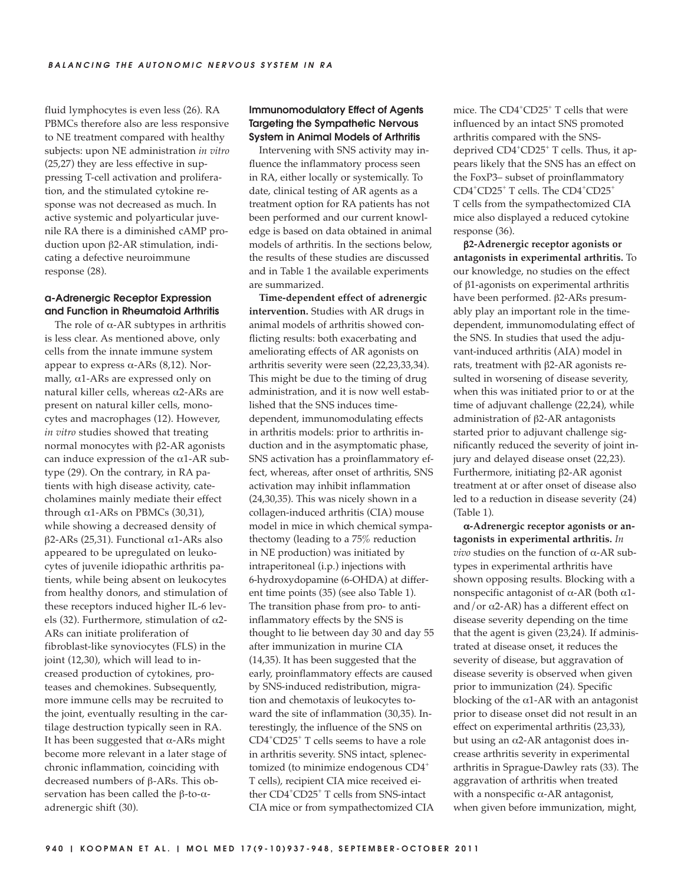fluid lymphocytes is even less (26). RA PBMCs therefore also are less responsive to NE treatment compared with healthy subjects: upon NE administration *in vitro* (25,27) they are less effective in suppressing T-cell activation and proliferation, and the stimulated cytokine response was not decreased as much. In active systemic and polyarticular juvenile RA there is a diminished cAMP production upon β2-AR stimulation, indicating a defective neuroimmune response (28).

## α-Adrenergic Receptor Expression and Function in Rheumatoid Arthritis

The role of α-AR subtypes in arthritis is less clear. As mentioned above, only cells from the innate immune system appear to express α-ARs (8,12). Normally, α1-ARs are expressed only on natural killer cells, whereas α2-ARs are present on natural killer cells, monocytes and macrophages (12). However, *in vitro* studies showed that treating normal monocytes with β2-AR agonists can induce expression of the α1-AR subtype (29). On the contrary, in RA patients with high disease activity, catecholamines mainly mediate their effect through α1-ARs on PBMCs (30,31), while showing a decreased density of β2-ARs (25,31). Functional α1-ARs also appeared to be upregulated on leukocytes of juvenile idiopathic arthritis patients, while being absent on leukocytes from healthy donors, and stimulation of these receptors induced higher IL-6 levels (32). Furthermore, stimulation of α2-ARs can initiate proliferation of fibroblast-like synoviocytes (FLS) in the joint (12,30), which will lead to increased production of cytokines, proteases and chemokines. Subsequently, more immune cells may be recruited to the joint, eventually resulting in the cartilage destruction typically seen in RA. It has been suggested that α-ARs might become more relevant in a later stage of chronic inflammation, coinciding with decreased numbers of β-ARs. This observation has been called the β-to-α-adrenergic shift (30).

## Immunomodulatory Effect of Agents Targeting the Sympathetic Nervous System in Animal Models of Arthritis

Intervening with SNS activity may influence the inflammatory process seen in RA, either locally or systemically. To date, clinical testing of AR agents as a treatment option for RA patients has not been performed and our current knowledge is based on data obtained in animal models of arthritis. In the sections below, the results of these studies are discussed and in Table 1 the available experiments are summarized.

**Time-dependent effect of adrenergic intervention.** Studies with AR drugs in animal models of arthritis showed conflicting results: both exacerbating and ameliorating effects of AR agonists on arthritis severity were seen (22,23,33,34). This might be due to the timing of drug administration, and it is now well established that the SNS induces time-dependent, immunomodulating effects in arthritis models: prior to arthritis induction and in the asymptomatic phase, SNS activation has a proinflammatory effect, whereas, after onset of arthritis, SNS activation may inhibit inflammation (24,30,35). This was nicely shown in a collagen-induced arthritis (CIA) mouse model in mice in which chemical sympathectomy (leading to a 75% reduction in NE production) was initiated by intraperitoneal (i.p.) injections with 6-hydroxydopamine (6-OHDA) at different time points (35) (see also Table 1). The transition phase from pro- to anti-inflammatory effects by the SNS is thought to lie between day 30 and day 55 after immunization in murine CIA (14,35). It has been suggested that the early, proinflammatory effects are caused by SNS-induced redistribution, migration and chemotaxis of leukocytes toward the site of inflammation (30,35). Interestingly, the influence of the SNS on $CD4^+CD25^+$ T cells seems to have a role in arthritis severity. SNS intact, splenectomized (to minimize endogenous $CD4^+$ T cells), recipient CIA mice received either $CD4^+CD25^+$ T cells from SNS-intact CIA mice or from sympathectomized CIA mice. The $CD4^+CD25^+$ T cells that were influenced by an intact SNS promoted arthritis compared with the SNS-deprived $CD4^+CD25^+$ T cells. Thus, it appears likely that the SNS has an effect on the FoxP3– subset of proinflammatory $CD4^+CD25^+$ T cells. The $CD4^+CD25^+$ T cells from the sympathectomized CIA mice also displayed a reduced cytokine response (36).

**β2-Adrenergic receptor agonists or antagonists in experimental arthritis.** To our knowledge, no studies on the effect of β1-agonists on experimental arthritis have been performed. β2-ARs presumably play an important role in the time-dependent, immunomodulating effect of the SNS. In studies that used the adjuvant-induced arthritis (AIA) model in rats, treatment with β2-AR agonists resulted in worsening of disease severity, when this was initiated prior to or at the time of adjuvant challenge (22,24), while administration of β2-AR antagonists started prior to adjuvant challenge significantly reduced the severity of joint injury and delayed disease onset (22,23). Furthermore, initiating β2-AR agonist treatment at or after onset of disease also led to a reduction in disease severity (24) (Table 1).

**α-Adrenergic receptor agonists or antagonists in experimental arthritis.** *In vivo* studies on the function of α-AR subtypes in experimental arthritis have shown opposing results. Blocking with a nonspecific antagonist of α-AR (both α1-and/or α2-AR) has a different effect on disease severity depending on the time that the agent is given (23,24). If administrated at disease onset, it reduces the severity of disease, but aggravation of disease severity is observed when given prior to immunization (24). Specific blocking of the α1-AR with an antagonist prior to disease onset did not result in an effect on experimental arthritis (23,33), but using an α2-AR antagonist does increase arthritis severity in experimental arthritis in Sprague-Dawley rats (33). The aggravation of arthritis when treated with a nonspecific α-AR antagonist, when given before immunization, might,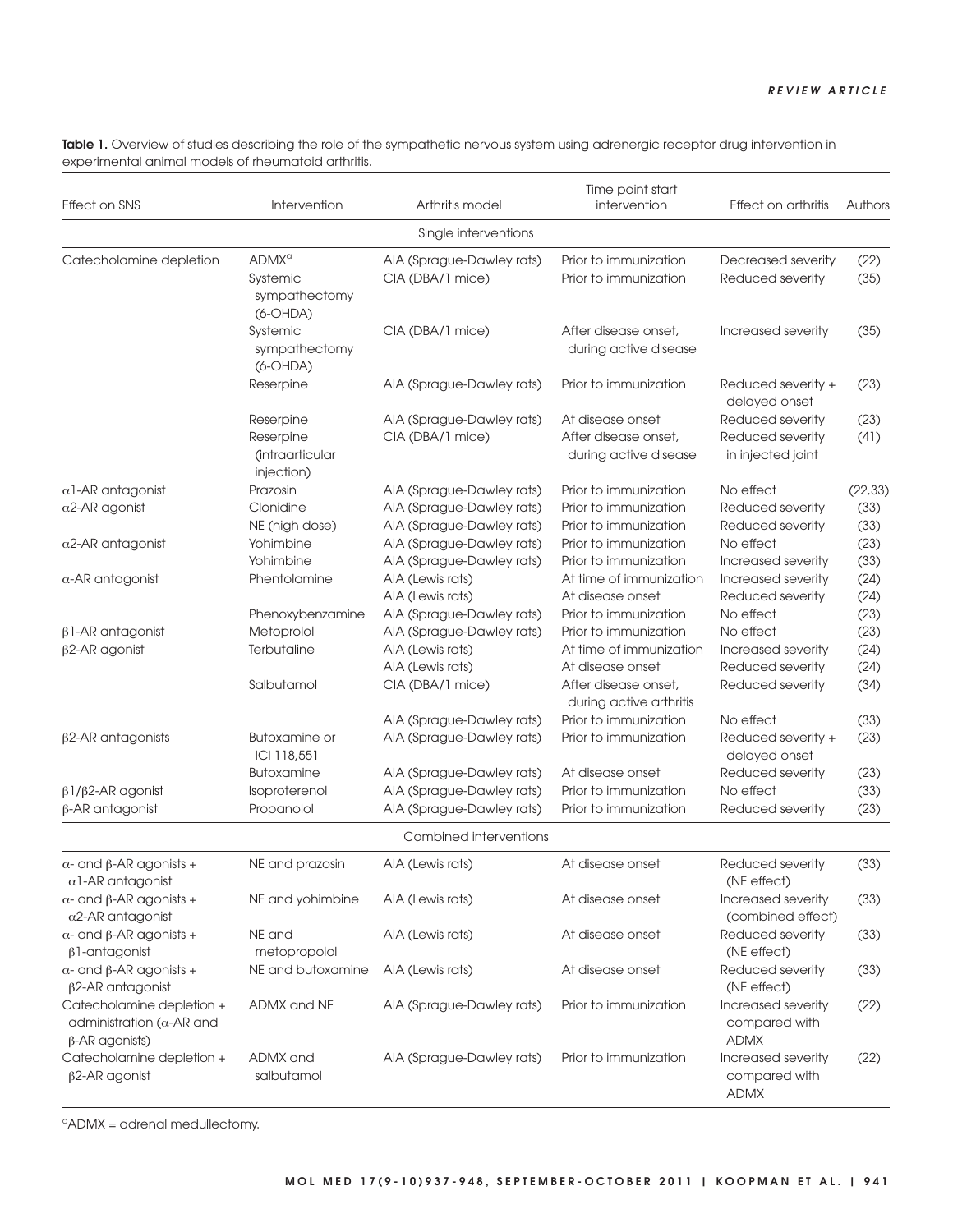**Table 1.** Overview of studies describing the role of the sympathetic nervous system using adrenergic receptor drug intervention in experimental animal models of rheumatoid arthritis.

| Effect on SNS | Intervention | Arthritis model | Time point start intervention | Effect on arthritis | Authors |
|---|---|---|---|---|---|
| | | Single interventions | | | |
| Catecholamine depletion | ADMX[a] | AIA (Sprague-Dawley rats) | Prior to immunization | Decreased severity | (22) |
| | Systemic sympathectomy (6-OHDA) | CIA (DBA/1 mice) | Prior to immunization | Reduced severity | (35) |
| | Systemic sympathectomy (6-OHDA) | CIA (DBA/1 mice) | After disease onset, during active disease | Increased severity | (35) |
| | Reserpine | AIA (Sprague-Dawley rats) | Prior to immunization | Reduced severity + delayed onset | (23) |
| | Reserpine | AIA (Sprague-Dawley rats) | At disease onset | Reduced severity | (23) |
| | Reserpine (intraarticular injection) | CIA (DBA/1 mice) | After disease onset, during active disease | Reduced severity in injected joint | (41) |
| α1-AR antagonist | Prazosin | AIA (Sprague-Dawley rats) | Prior to immunization | No effect | (22,33) |
| α2-AR agonist | Clonidine | AIA (Sprague-Dawley rats) | Prior to immunization | Reduced severity | (33) |
| | NE (high dose) | AIA (Sprague-Dawley rats) | Prior to immunization | Reduced severity | (33) |
| α2-AR antagonist | Yohimbine | AIA (Sprague-Dawley rats) | Prior to immunization | No effect | (23) |
| | Yohimbine | AIA (Sprague-Dawley rats) | Prior to immunization | Increased severity | (33) |
| α-AR antagonist | Phentolamine | AIA (Lewis rats) | At time of immunization | Increased severity | (24) |
| | | AIA (Lewis rats) | At disease onset | Reduced severity | (24) |
| | Phenoxybenzamine | AIA (Sprague-Dawley rats) | Prior to immunization | No effect | (23) |
| β1-AR antagonist | Metoprolol | AIA (Sprague-Dawley rats) | Prior to immunization | No effect | (23) |
| β2-AR agonist | Terbutaline | AIA (Lewis rats) | At time of immunization | Increased severity | (24) |
| | | AIA (Lewis rats) | At disease onset | Reduced severity | (24) |
| | Salbutamol | CIA (DBA/1 mice) | After disease onset, during active arthritis | Reduced severity | (34) |
| | | AIA (Sprague-Dawley rats) | Prior to immunization | No effect | (33) |
| β2-AR antagonists | Butoxamine or ICI 118,551 | AIA (Sprague-Dawley rats) | Prior to immunization | Reduced severity + delayed onset | (23) |
| | Butoxamine | AIA (Sprague-Dawley rats) | At disease onset | Reduced severity | (23) |
| β1/β2-AR agonist | Isoproterenol | AIA (Sprague-Dawley rats) | Prior to immunization | No effect | (33) |
| β-AR antagonist | Propanolol | AIA (Sprague-Dawley rats) | Prior to immunization | Reduced severity | (23) |
| | | Combined interventions | | | |
| α- and β-AR agonists + α1-AR antagonist | NE and prazosin | AIA (Lewis rats) | At disease onset | Reduced severity (NE effect) | (33) |
| α- and β-AR agonists + α2-AR antagonist | NE and yohimbine | AIA (Lewis rats) | At disease onset | Increased severity (combined effect) | (33) |
| α- and β-AR agonists + β1-antagonist | NE and metopropolol | AIA (Lewis rats) | At disease onset | Reduced severity (NE effect) | (33) |
| α- and β-AR agonists + β2-AR antagonist | NE and butoxamine | AIA (Lewis rats) | At disease onset | Reduced severity (NE effect) | (33) |
| Catecholamine depletion + administration (α-AR and β-AR agonists) | ADMX and NE | AIA (Sprague-Dawley rats) | Prior to immunization | Increased severity compared with ADMX | (22) |
| Catecholamine depletion + β2-AR agonist | ADMX and salbutamol | AIA (Sprague-Dawley rats) | Prior to immunization | Increased severity compared with ADMX | (22) |

[a]ADMX = adrenal medullectomy.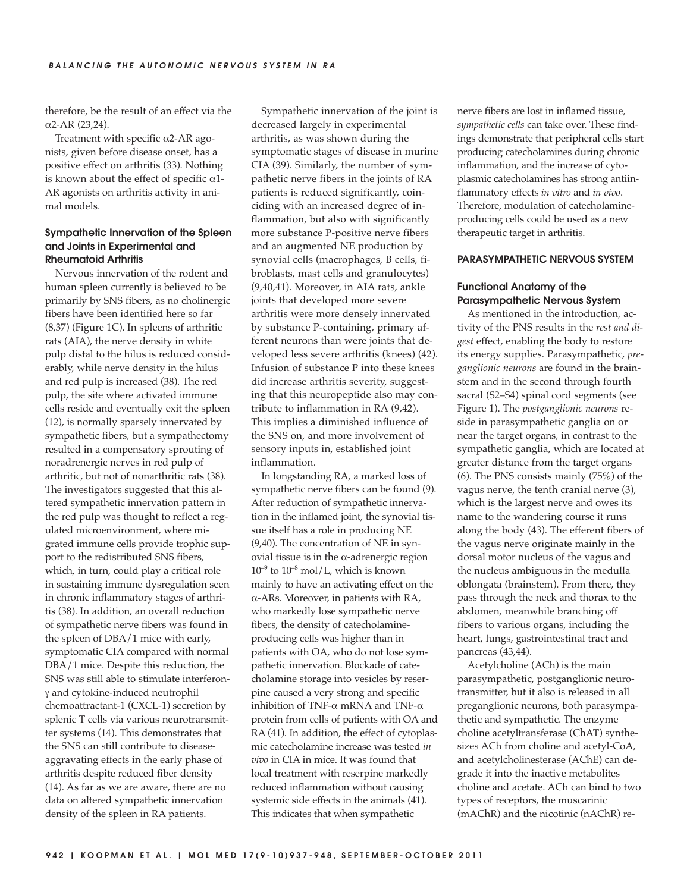therefore, be the result of an effect via the α2-AR (23,24).

Treatment with specific α2-AR agonists, given before disease onset, has a positive effect on arthritis (33). Nothing is known about the effect of specific α1-AR agonists on arthritis activity in animal models.

### Sympathetic Innervation of the Spleen and Joints in Experimental and Rheumatoid Arthritis

Nervous innervation of the rodent and human spleen currently is believed to be primarily by SNS fibers, as no cholinergic fibers have been identified here so far (8,37) (Figure 1C). In spleens of arthritic rats (AIA), the nerve density in white pulp distal to the hilus is reduced considerably, while nerve density in the hilus and red pulp is increased (38). The red pulp, the site where activated immune cells reside and eventually exit the spleen (12), is normally sparsely innervated by sympathetic fibers, but a sympathectomy resulted in a compensatory sprouting of noradrenergic nerves in red pulp of arthritic, but not of nonarthritic rats (38). The investigators suggested that this altered sympathetic innervation pattern in the red pulp was thought to reflect a regulated microenvironment, where migrated immune cells provide trophic support to the redistributed SNS fibers, which, in turn, could play a critical role in sustaining immune dysregulation seen in chronic inflammatory stages of arthritis (38). In addition, an overall reduction of sympathetic nerve fibers was found in the spleen of DBA/1 mice with early, symptomatic CIA compared with normal DBA/1 mice. Despite this reduction, the SNS was still able to stimulate interferon-γ and cytokine-induced neutrophil chemoattractant-1 (CXCL-1) secretion by splenic T cells via various neurotransmitter systems (14). This demonstrates that the SNS can still contribute to disease-aggravating effects in the early phase of arthritis despite reduced fiber density (14). As far as we are aware, there are no data on altered sympathetic innervation density of the spleen in RA patients.

Sympathetic innervation of the joint is decreased largely in experimental arthritis, as was shown during the symptomatic stages of disease in murine CIA (39). Similarly, the number of sympathetic nerve fibers in the joints of RA patients is reduced significantly, coinciding with an increased degree of inflammation, but also with significantly more substance P-positive nerve fibers and an augmented NE production by synovial cells (macrophages, B cells, fibroblasts, mast cells and granulocytes) (9,40,41). Moreover, in AIA rats, ankle joints that developed more severe arthritis were more densely innervated by substance P-containing, primary afferent neurons than were joints that developed less severe arthritis (knees) (42). Infusion of substance P into these knees did increase arthritis severity, suggesting that this neuropeptide also may contribute to inflammation in RA (9,42). This implies a diminished influence of the SNS on, and more involvement of sensory inputs in, established joint inflammation.

In longstanding RA, a marked loss of sympathetic nerve fibers can be found (9). After reduction of sympathetic innervation in the inflamed joint, the synovial tissue itself has a role in producing NE (9,40). The concentration of NE in synovial tissue is in the α-adrenergic region $10^{-9}$ to $10^{-8}$ mol/L, which is known mainly to have an activating effect on the α-ARs. Moreover, in patients with RA, who markedly lose sympathetic nerve fibers, the density of catecholamine-producing cells was higher than in patients with OA, who do not lose sympathetic innervation. Blockade of catecholamine storage into vesicles by reserpine caused a very strong and specific inhibition of TNF-α mRNA and TNF-α protein from cells of patients with OA and RA (41). In addition, the effect of cytoplasmic catecholamine increase was tested *in vivo* in CIA in mice. It was found that local treatment with reserpine markedly reduced inflammation without causing systemic side effects in the animals (41). This indicates that when sympathetic nerve fibers are lost in inflamed tissue, *sympathetic cells* can take over. These findings demonstrate that peripheral cells start producing catecholamines during chronic inflammation, and the increase of cytoplasmic catecholamines has strong antiinflammatory effects *in vitro* and *in vivo*. Therefore, modulation of catecholamine-producing cells could be used as a new therapeutic target in arthritis.

## PARASYMPATHETIC NERVOUS SYSTEM

### Functional Anatomy of the Parasympathetic Nervous System

As mentioned in the introduction, activity of the PNS results in the *rest and digest* effect, enabling the body to restore its energy supplies. Parasympathetic, *preganglionic neurons* are found in the brainstem and in the second through fourth sacral (S2–S4) spinal cord segments (see Figure 1). The *postganglionic neurons* reside in parasympathetic ganglia on or near the target organs, in contrast to the sympathetic ganglia, which are located at greater distance from the target organs (6). The PNS consists mainly (75%) of the vagus nerve, the tenth cranial nerve (3), which is the largest nerve and owes its name to the wandering course it runs along the body (43). The efferent fibers of the vagus nerve originate mainly in the dorsal motor nucleus of the vagus and the nucleus ambiguous in the medulla oblongata (brainstem). From there, they pass through the neck and thorax to the abdomen, meanwhile branching off fibers to various organs, including the heart, lungs, gastrointestinal tract and pancreas (43,44).

Acetylcholine (ACh) is the main parasympathetic, postganglionic neurotransmitter, but it also is released in all preganglionic neurons, both parasympathetic and sympathetic. The enzyme choline acetyltransferase (ChAT) synthesizes ACh from choline and acetyl-CoA, and acetylcholinesterase (AChE) can degrade it into the inactive metabolites choline and acetate. ACh can bind to two types of receptors, the muscarinic (mAChR) and the nicotinic (nAChR) re-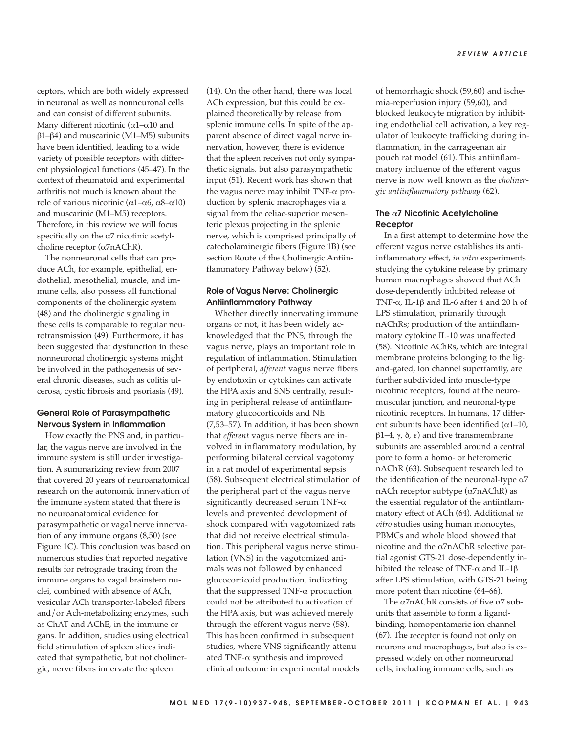ceptors, which are both widely expressed in neuronal as well as nonneuronal cells and can consist of different subunits. Many different nicotinic (α1–α10 and β1–β4) and muscarinic (M1–M5) subunits have been identified, leading to a wide variety of possible receptors with different physiological functions (45–47). In the context of rheumatoid and experimental arthritis not much is known about the role of various nicotinic (α1–α6, α8–α10) and muscarinic (M1–M5) receptors. Therefore, in this review we will focus specifically on the α7 nicotinic acetylcholine receptor (α7nAChR).

The nonneuronal cells that can produce ACh, for example, epithelial, endothelial, mesothelial, muscle, and immune cells, also possess all functional components of the cholinergic system (48) and the cholinergic signaling in these cells is comparable to regular neurotransmission (49). Furthermore, it has been suggested that dysfunction in these nonneuronal cholinergic systems might be involved in the pathogenesis of several chronic diseases, such as colitis ulcerosa, cystic fibrosis and psoriasis (49).

### General Role of Parasympathetic Nervous System in Inflammation

How exactly the PNS and, in particular, the vagus nerve, are involved in the immune system is still under investigation. A summarizing review from 2007 that covered 20 years of neuroanatomical research on the autonomic innervation of the immune system stated that there is no neuroanatomical evidence for parasympathetic or vagal nerve innervation of any immune organs (8,50) (see Figure 1C). This conclusion was based on numerous studies that reported negative results for retrograde tracing from the immune organs to vagal brainstem nuclei, combined with absence of ACh, vesicular ACh transporter-labeled fibers and/or Ach-metabolizing enzymes, such as ChAT and AChE, in the immune organs. In addition, studies using electrical field stimulation of spleen slices indicated that sympathetic, but not cholinergic, nerve fibers innervate the spleen (14). On the other hand, there was local ACh expression, but this could be explained theoretically by release from splenic immune cells. In spite of the apparent absence of direct vagal nerve innervation, however, there is evidence that the spleen receives not only sympathetic signals, but also parasympathetic input (51). Recent work has shown that the vagus nerve may inhibit TNF-α production by splenic macrophages via a signal from the celiac-superior mesenteric plexus projecting in the splenic nerve, which is comprised principally of catecholaminergic fibers (Figure 1B) (see section Route of the Cholinergic Antiinflammatory Pathway below) (52).

### Role of Vagus Nerve: Cholinergic Antiinflammatory Pathway

Whether directly innervating immune organs or not, it has been widely acknowledged that the PNS, through the vagus nerve, plays an important role in regulation of inflammation. Stimulation of peripheral, *afferent* vagus nerve fibers by endotoxin or cytokines can activate the HPA axis and SNS centrally, resulting in peripheral release of antiinflammatory glucocorticoids and NE (7,53–57). In addition, it has been shown that *efferent* vagus nerve fibers are involved in inflammatory modulation, by performing bilateral cervical vagotomy in a rat model of experimental sepsis (58). Subsequent electrical stimulation of the peripheral part of the vagus nerve significantly decreased serum TNF-α levels and prevented development of shock compared with vagotomized rats that did not receive electrical stimulation. This peripheral vagus nerve stimulation (VNS) in the vagotomized animals was not followed by enhanced glucocorticoid production, indicating that the suppressed TNF-α production could not be attributed to activation of the HPA axis, but was achieved merely through the efferent vagus nerve (58). This has been confirmed in subsequent studies, where VNS significantly attenuated TNF-α synthesis and improved clinical outcome in experimental models of hemorrhagic shock (59,60) and ischemia-reperfusion injury (59,60), and blocked leukocyte migration by inhibiting endothelial cell activation, a key regulator of leukocyte trafficking during inflammation, in the carrageenan air pouch rat model (61). This antiinflammatory influence of the efferent vagus nerve is now well known as the *cholinergic antiinflammatory pathway* (62).

### The α7 Nicotinic Acetylcholine Receptor

In a first attempt to determine how the efferent vagus nerve establishes its antiinflammatory effect, *in vitro* experiments studying the cytokine release by primary human macrophages showed that ACh dose-dependently inhibited release of TNF-α, IL-1β and IL-6 after 4 and 20 h of LPS stimulation, primarily through nAChRs; production of the antiinflammatory cytokine IL-10 was unaffected (58). Nicotinic AChRs, which are integral membrane proteins belonging to the ligand-gated, ion channel superfamily, are further subdivided into muscle-type nicotinic receptors, found at the neuromuscular junction, and neuronal-type nicotinic receptors. In humans, 17 different subunits have been identified (α1–10, β1–4, γ, δ, ε) and five transmembrane subunits are assembled around a central pore to form a homo- or heteromeric nAChR (63). Subsequent research led to the identification of the neuronal-type α7 nACh receptor subtype (α7nAChR) as the essential regulator of the antiinflammatory effect of ACh (64). Additional *in vitro* studies using human monocytes, PBMCs and whole blood showed that nicotine and the α7nAChR selective partial agonist GTS-21 dose-dependently inhibited the release of TNF-α and IL-1β after LPS stimulation, with GTS-21 being more potent than nicotine (64–66).

The α7nAChR consists of five α7 subunits that assemble to form a ligand-binding, homopentameric ion channel (67). The receptor is found not only on neurons and macrophages, but also is expressed widely on other nonneuronal cells, including immune cells, such as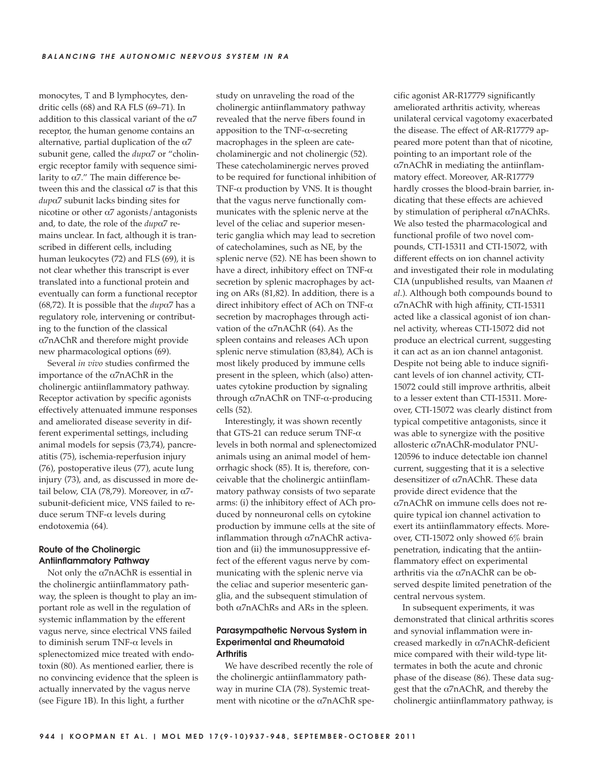monocytes, T and B lymphocytes, dendritic cells (68) and RA FLS (69–71). In addition to this classical variant of the α7 receptor, the human genome contains an alternative, partial duplication of the α7 subunit gene, called the *dup*α7 or "cholinergic receptor family with sequence similarity to α7." The main difference between this and the classical α7 is that this *dup*α7 subunit lacks binding sites for nicotine or other α7 agonists/antagonists and, to date, the role of the *dup*α7 remains unclear. In fact, although it is transcribed in different cells, including human leukocytes (72) and FLS (69), it is not clear whether this transcript is ever translated into a functional protein and eventually can form a functional receptor (68,72). It is possible that the *dup*α7 has a regulatory role, intervening or contributing to the function of the classical α7nAChR and therefore might provide new pharmacological options (69).

Several *in vivo* studies confirmed the importance of the α7nAChR in the cholinergic antiinflammatory pathway. Receptor activation by specific agonists effectively attenuated immune responses and ameliorated disease severity in different experimental settings, including animal models for sepsis (73,74), pancreatitis (75), ischemia-reperfusion injury (76), postoperative ileus (77), acute lung injury (73), and, as discussed in more detail below, CIA (78,79). Moreover, in α7-subunit-deficient mice, VNS failed to reduce serum TNF-α levels during endotoxemia (64).

### Route of the Cholinergic Antiinflammatory Pathway

Not only the α7nAChR is essential in the cholinergic antiinflammatory pathway, the spleen is thought to play an important role as well in the regulation of systemic inflammation by the efferent vagus nerve, since electrical VNS failed to diminish serum TNF-α levels in splenectomized mice treated with endotoxin (80). As mentioned earlier, there is no convincing evidence that the spleen is actually innervated by the vagus nerve (see Figure 1B). In this light, a further study on unraveling the road of the cholinergic antiinflammatory pathway revealed that the nerve fibers found in apposition to the TNF-α-secreting macrophages in the spleen are catecholaminergic and not cholinergic (52). These catecholaminergic nerves proved to be required for functional inhibition of TNF-α production by VNS. It is thought that the vagus nerve functionally communicates with the splenic nerve at the level of the celiac and superior mesenteric ganglia which may lead to secretion of catecholamines, such as NE, by the splenic nerve (52). NE has been shown to have a direct, inhibitory effect on TNF-α secretion by splenic macrophages by acting on ARs (81,82). In addition, there is a direct inhibitory effect of ACh on TNF-α secretion by macrophages through activation of the α7nAChR (64). As the spleen contains and releases ACh upon splenic nerve stimulation (83,84), ACh is most likely produced by immune cells present in the spleen, which (also) attenuates cytokine production by signaling through α7nAChR on TNF-α-producing cells (52).

Interestingly, it was shown recently that GTS-21 can reduce serum TNF-α levels in both normal and splenectomized animals using an animal model of hemorrhagic shock (85). It is, therefore, conceivable that the cholinergic antiinflammatory pathway consists of two separate arms: (i) the inhibitory effect of ACh produced by nonneuronal cells on cytokine production by immune cells at the site of inflammation through α7nAChR activation and (ii) the immunosuppressive effect of the efferent vagus nerve by communicating with the splenic nerve via the celiac and superior mesenteric ganglia, and the subsequent stimulation of both α7nAChRs and ARs in the spleen.

### Parasympathetic Nervous System in Experimental and Rheumatoid Arthritis

We have described recently the role of the cholinergic antiinflammatory pathway in murine CIA (78). Systemic treatment with nicotine or the α7nAChR specific agonist AR-R17779 significantly ameliorated arthritis activity, whereas unilateral cervical vagotomy exacerbated the disease. The effect of AR-R17779 appeared more potent than that of nicotine, pointing to an important role of the α7nAChR in mediating the antiinflammatory effect. Moreover, AR-R17779 hardly crosses the blood-brain barrier, indicating that these effects are achieved by stimulation of peripheral α7nAChRs. We also tested the pharmacological and functional profile of two novel compounds, CTI-15311 and CTI-15072, with different effects on ion channel activity and investigated their role in modulating CIA (unpublished results, van Maanen *et al.*). Although both compounds bound to α7nAChR with high affinity, CTI-15311 acted like a classical agonist of ion channel activity, whereas CTI-15072 did not produce an electrical current, suggesting it can act as an ion channel antagonist. Despite not being able to induce significant levels of ion channel activity, CTI-15072 could still improve arthritis, albeit to a lesser extent than CTI-15311. Moreover, CTI-15072 was clearly distinct from typical competitive antagonists, since it was able to synergize with the positive allosteric α7nAChR-modulator PNU-120596 to induce detectable ion channel current, suggesting that it is a selective desensitizer of α7nAChR. These data provide direct evidence that the α7nAChR on immune cells does not require typical ion channel activation to exert its antiinflammatory effects. Moreover, CTI-15072 only showed 6% brain penetration, indicating that the antiinflammatory effect on experimental arthritis via the α7nAChR can be observed despite limited penetration of the central nervous system.

In subsequent experiments, it was demonstrated that clinical arthritis scores and synovial inflammation were increased markedly in α7nAChR-deficient mice compared with their wild-type littermates in both the acute and chronic phase of the disease (86). These data suggest that the α7nAChR, and thereby the cholinergic antiinflammatory pathway, is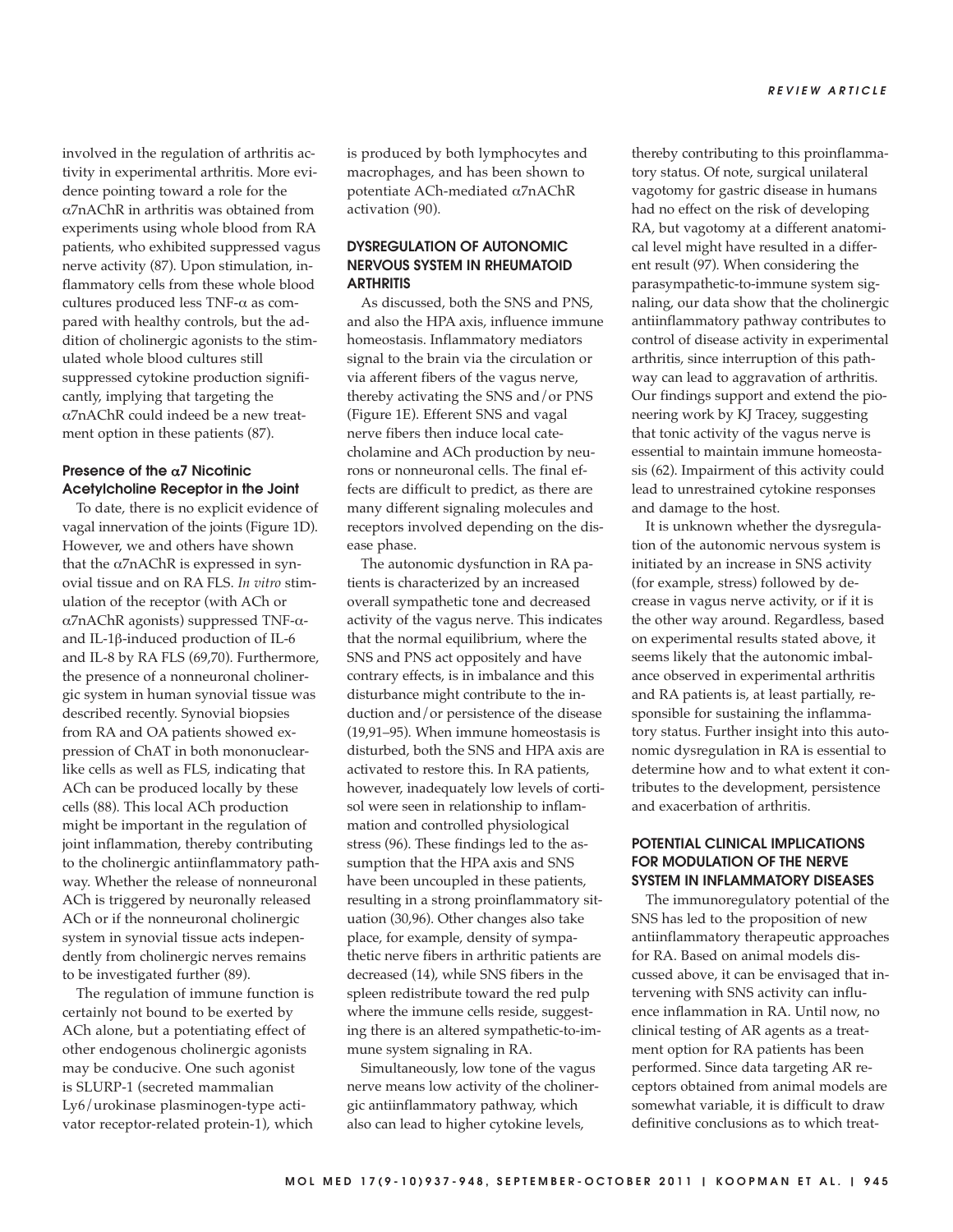involved in the regulation of arthritis activity in experimental arthritis. More evidence pointing toward a role for the α7nAChR in arthritis was obtained from experiments using whole blood from RA patients, who exhibited suppressed vagus nerve activity (87). Upon stimulation, inflammatory cells from these whole blood cultures produced less TNF-α as compared with healthy controls, but the addition of cholinergic agonists to the stimulated whole blood cultures still suppressed cytokine production significantly, implying that targeting the α7nAChR could indeed be a new treatment option in these patients (87).

### Presence of the α7 Nicotinic Acetylcholine Receptor in the Joint

To date, there is no explicit evidence of vagal innervation of the joints (Figure 1D). However, we and others have shown that the α7nAChR is expressed in synovial tissue and on RA FLS. *In vitro* stimulation of the receptor (with ACh or α7nAChR agonists) suppressed TNF-α- and IL-1β-induced production of IL-6 and IL-8 by RA FLS (69,70). Furthermore, the presence of a nonneuronal cholinergic system in human synovial tissue was described recently. Synovial biopsies from RA and OA patients showed expression of ChAT in both mononuclear-like cells as well as FLS, indicating that ACh can be produced locally by these cells (88). This local ACh production might be important in the regulation of joint inflammation, thereby contributing to the cholinergic antiinflammatory pathway. Whether the release of nonneuronal ACh is triggered by neuronally released ACh or if the nonneuronal cholinergic system in synovial tissue acts independently from cholinergic nerves remains to be investigated further (89).

The regulation of immune function is certainly not bound to be exerted by ACh alone, but a potentiating effect of other endogenous cholinergic agonists may be conducive. One such agonist is SLURP-1 (secreted mammalian Ly6/urokinase plasminogen-type activator receptor-related protein-1), which is produced by both lymphocytes and macrophages, and has been shown to potentiate ACh-mediated α7nAChR activation (90).

## DYSREGULATION OF AUTONOMIC NERVOUS SYSTEM IN RHEUMATOID ARTHRITIS

As discussed, both the SNS and PNS, and also the HPA axis, influence immune homeostasis. Inflammatory mediators signal to the brain via the circulation or via afferent fibers of the vagus nerve, thereby activating the SNS and/or PNS (Figure 1E). Efferent SNS and vagal nerve fibers then induce local catecholamine and ACh production by neurons or nonneuronal cells. The final effects are difficult to predict, as there are many different signaling molecules and receptors involved depending on the disease phase.

The autonomic dysfunction in RA patients is characterized by an increased overall sympathetic tone and decreased activity of the vagus nerve. This indicates that the normal equilibrium, where the SNS and PNS act oppositely and have contrary effects, is in imbalance and this disturbance might contribute to the induction and/or persistence of the disease (19,91–95). When immune homeostasis is disturbed, both the SNS and HPA axis are activated to restore this. In RA patients, however, inadequately low levels of cortisol were seen in relationship to inflammation and controlled physiological stress (96). These findings led to the assumption that the HPA axis and SNS have been uncoupled in these patients, resulting in a strong proinflammatory situation (30,96). Other changes also take place, for example, density of sympathetic nerve fibers in arthritic patients are decreased (14), while SNS fibers in the spleen redistribute toward the red pulp where the immune cells reside, suggesting there is an altered sympathetic-to-immune system signaling in RA.

Simultaneously, low tone of the vagus nerve means low activity of the cholinergic antiinflammatory pathway, which also can lead to higher cytokine levels, thereby contributing to this proinflammatory status. Of note, surgical unilateral vagotomy for gastric disease in humans had no effect on the risk of developing RA, but vagotomy at a different anatomical level might have resulted in a different result (97). When considering the parasympathetic-to-immune system signaling, our data show that the cholinergic antiinflammatory pathway contributes to control of disease activity in experimental arthritis, since interruption of this pathway can lead to aggravation of arthritis. Our findings support and extend the pioneering work by KJ Tracey, suggesting that tonic activity of the vagus nerve is essential to maintain immune homeostasis (62). Impairment of this activity could lead to unrestrained cytokine responses and damage to the host.

It is unknown whether the dysregulation of the autonomic nervous system is initiated by an increase in SNS activity (for example, stress) followed by decrease in vagus nerve activity, or if it is the other way around. Regardless, based on experimental results stated above, it seems likely that the autonomic imbalance observed in experimental arthritis and RA patients is, at least partially, responsible for sustaining the inflammatory status. Further insight into this autonomic dysregulation in RA is essential to determine how and to what extent it contributes to the development, persistence and exacerbation of arthritis.

## POTENTIAL CLINICAL IMPLICATIONS FOR MODULATION OF THE NERVE SYSTEM IN INFLAMMATORY DISEASES

The immunoregulatory potential of the SNS has led to the proposition of new antiinflammatory therapeutic approaches for RA. Based on animal models discussed above, it can be envisaged that intervening with SNS activity can influence inflammation in RA. Until now, no clinical testing of AR agents as a treatment option for RA patients has been performed. Since data targeting AR receptors obtained from animal models are somewhat variable, it is difficult to draw definitive conclusions as to which treat-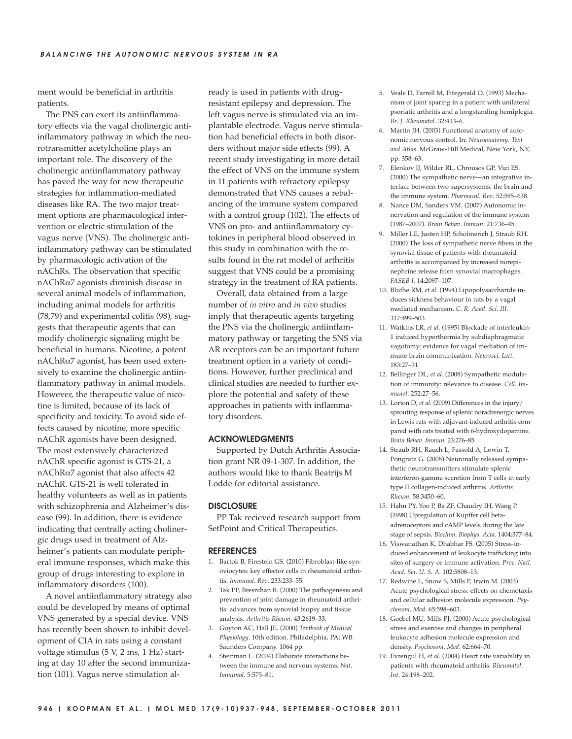ment would be beneficial in arthritis patients.

The PNS can exert its antiinflammatory effects via the vagal cholinergic antiinflammatory pathway in which the neurotransmitter acetylcholine plays an important role. The discovery of the cholinergic antiinflammatory pathway has paved the way for new therapeutic strategies for inflammation-mediated diseases like RA. The two major treatment options are pharmacological intervention or electric stimulation of the vagus nerve (VNS). The cholinergic antiinflammatory pathway can be stimulated by pharmacologic activation of the nAChRs. The observation that specific nAChRα7 agonists diminish disease in several animal models of inflammation, including animal models for arthritis (78,79) and experimental colitis (98), suggests that therapeutic agents that can modify cholinergic signaling might be beneficial in humans. Nicotine, a potent nAChRα7 agonist, has been used extensively to examine the cholinergic antiinflammatory pathway in animal models. However, the therapeutic value of nicotine is limited, because of its lack of specificity and toxicity. To avoid side effects caused by nicotine, more specific nAChR agonists have been designed. The most extensively characterized nAChR specific agonist is GTS-21, a nAChRα7 agonist that also affects 42 nAChR. GTS-21 is well tolerated in healthy volunteers as well as in patients with schizophrenia and Alzheimer's disease (99). In addition, there is evidence indicating that centrally acting cholinergic drugs used in treatment of Alzheimer's patients can modulate peripheral immune responses, which make this group of drugs interesting to explore in inflammatory disorders (100).

A novel antiinflammatory strategy also could be developed by means of optimal VNS generated by a special device. VNS has recently been shown to inhibit development of CIA in rats using a constant voltage stimulus (5 V, 2 ms, 1 Hz) starting at day 10 after the second immunization (101). Vagus nerve stimulation already is used in patients with drug-resistant epilepsy and depression. The left vagus nerve is stimulated via an implantable electrode. Vagus nerve stimulation had beneficial effects in both disorders without major side effects (99). A recent study investigating in more detail the effect of VNS on the immune system in 11 patients with refractory epilepsy demonstrated that VNS causes a rebalancing of the immune system compared with a control group (102). The effects of VNS on pro- and antiinflammatory cytokines in peripheral blood observed in this study in combination with the results found in the rat model of arthritis suggest that VNS could be a promising strategy in the treatment of RA patients.

Overall, data obtained from a large number of *in vitro* and *in vivo* studies imply that therapeutic agents targeting the PNS via the cholinergic antiinflammatory pathway or targeting the SNS via AR receptors can be an important future treatment option in a variety of conditions. However, further preclinical and clinical studies are needed to further explore the potential and safety of these approaches in patients with inflammatory disorders.

## ACKNOWLEDGMENTS

Supported by Dutch Arthritis Association grant NR 09-1-307. In addition, the authors would like to thank Beatrijs M Lodde for editorial assistance.

## DISCLOSURE

PP Tak recieved research support from SetPoint and Critical Therapeutics.

## REFERENCES

1. Bartok B, Firestein GS. (2010) Fibroblast-like synoviocytes: key effector cells in rheumatoid arthritis. *Immunol. Rev.* 233:233–55.
2. Tak PP, Bresnihan B. (2000) The pathogenesis and prevention of joint damage in rheumatoid arthritis: advances from synovial biopsy and tissue analysis. *Arthritis Rheum.* 43:2619–33.
3. Guyton AC, Hall JE. (2000) *Textbook of Medical Physiology*. 10th edition. Philadelphia, PA: WB Saunders Company. 1064 pp.
4. Steinman L. (2004) Elaborate interactions between the immune and nervous systems. *Nat. Immunol.* 5:575–81.
5. Veale D, Farrell M, Fitzgerald O. (1993) Mechanism of joint sparing in a patient with unilateral psoriatic arthritis and a longstanding hemiplegia. *Br. J. Rheumatol.* 32:413–6.
6. Martin JH. (2003) Functional anatomy of autonomic nervous control. In: *Neuroanatomy: Text and Atlas*. McGraw-Hill Medical, New York, NY, pp. 358–63.
7. Elenkov IJ, Wilder RL, Chrousos GP, Vizi ES. (2000) The sympathetic nerve—an integrative interface between two supersystems: the brain and the immune system. *Pharmacol. Rev.* 52:595–638.
8. Nance DM, Sanders VM. (2007) Autonomic innervation and regulation of the immune system (1987–2007). *Brain Behav. Immun.* 21:736–45.
9. Miller LE, Justen HP, Scholmerich J, Straub RH. (2000) The loss of sympathetic nerve fibers in the synovial tissue of patients with rheumatoid arthritis is accompanied by increased norepinephrine release from synovial macrophages. *FASEB J.* 14:2097–107.
10. Bluthe RM, *et al.* (1994) Lipopolysaccharide induces sickness behaviour in rats by a vagal mediated mechanism. *C. R. Acad. Sci. III.* 317:499–503.
11. Watkins LR, *et al.* (1995) Blockade of interleukin-1 induced hyperthermia by subdiaphragmatic vagotomy: evidence for vagal mediation of immune-brain communication. *Neurosci. Lett.* 183:27–31.
12. Bellinger DL, *et al.* (2008) Sympathetic modulation of immunity: relevance to disease. *Cell. Immunol.* 252:27–56.
13. Lorton D, *et al.* (2009) Differences in the injury/sprouting response of splenic noradrenergic nerves in Lewis rats with adjuvant-induced arthritis compared with rats treated with 6-hydroxydopamine. *Brain Behav. Immun.* 23:276–85.
14. Straub RH, Rauch L, Fassold A, Lowin T, Pongratz G. (2008) Neuronally released sympathetic neurotransmitters stimulate splenic interferon-gamma secretion from T cells in early type II collagen-induced arthritis. *Arthritis Rheum.* 58:3450–60.
15. Hahn PY, Yoo P, Ba ZF, Chaudry IH, Wang P. (1998) Upregulation of Kupffer cell beta-adrenoceptors and cAMP levels during the late stage of sepsis. *Biochim. Biophys. Acta.* 1404:377–84.
16. Viswanathan K, Dhabhar FS. (2005) Stress-induced enhancement of leukocyte trafficking into sites of surgery or immune activation. *Proc. Natl. Acad. Sci. U. S. A.* 102:5808–13.
17. Redwine L, Snow S, Mills P, Irwin M. (2003) Acute psychological stress: effects on chemotaxis and cellular adhesion molecule expression. *Psychosom. Med.* 65:598–603.
18. Goebel MU, Mills PJ. (2000) Acute psychological stress and exercise and changes in peripheral leukocyte adhesion molecule expression and density. *Psychosom. Med.* 62:664–70.
19. Evrengul H, *et al.* (2004) Heart rate variability in patients with rheumatoid arthritis. *Rheumatol. Int.* 24:198–202.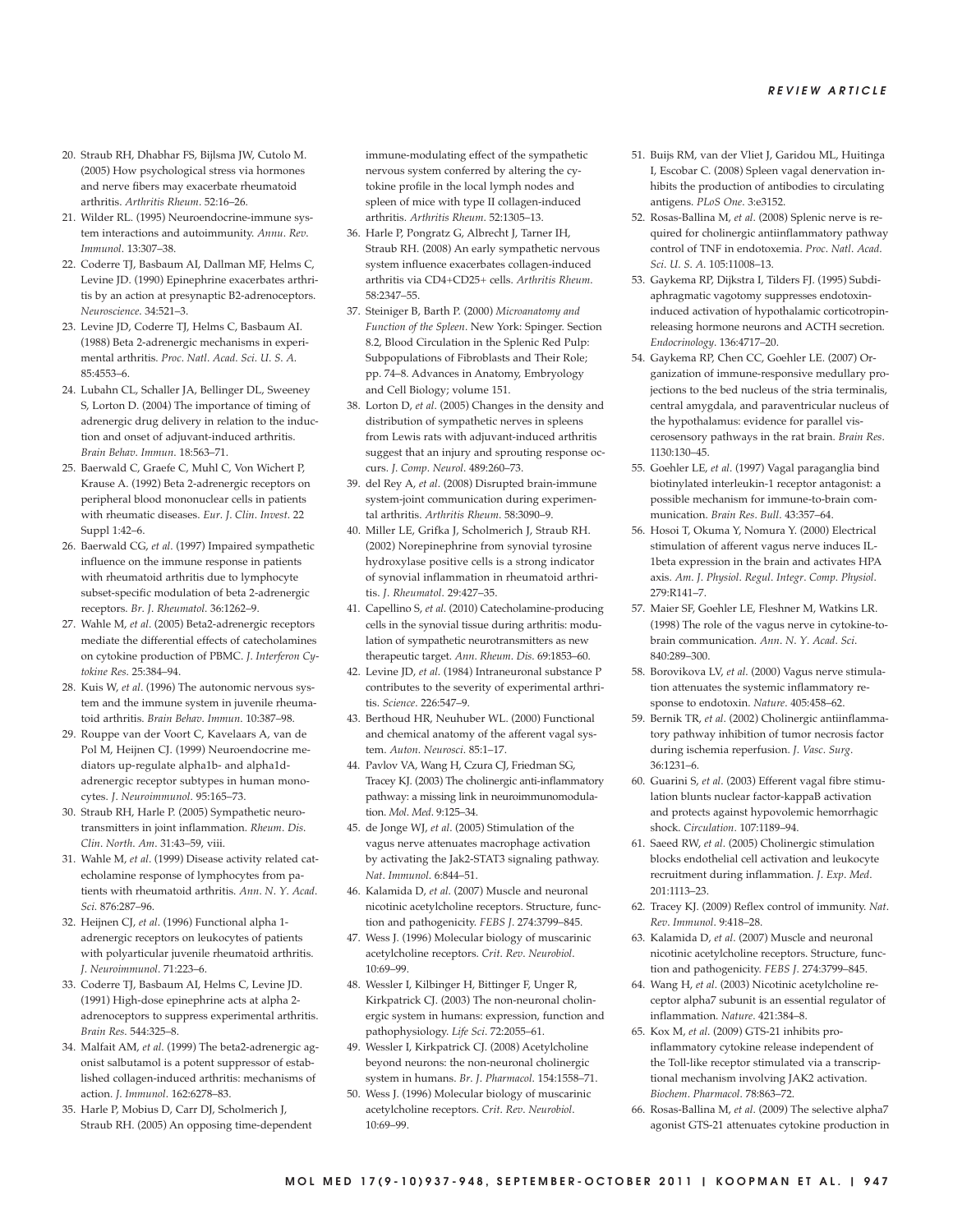20. Straub RH, Dhabhar FS, Bijlsma JW, Cutolo M. (2005) How psychological stress via hormones and nerve fibers may exacerbate rheumatoid arthritis. *Arthritis Rheum.* 52:16–26.
21. Wilder RL. (1995) Neuroendocrine-immune system interactions and autoimmunity. *Annu. Rev. Immunol.* 13:307–38.
22. Coderre TJ, Basbaum AI, Dallman MF, Helms C, Levine JD. (1990) Epinephrine exacerbates arthritis by an action at presynaptic B2-adrenoceptors. *Neuroscience.* 34:521–3.
23. Levine JD, Coderre TJ, Helms C, Basbaum AI. (1988) Beta 2-adrenergic mechanisms in experimental arthritis. *Proc. Natl. Acad. Sci. U. S. A.* 85:4553–6.
24. Lubahn CL, Schaller JA, Bellinger DL, Sweeney S, Lorton D. (2004) The importance of timing of adrenergic drug delivery in relation to the induction and onset of adjuvant-induced arthritis. *Brain Behav. Immun.* 18:563–71.
25. Baerwald C, Graefe C, Muhl C, Von Wichert P, Krause A. (1992) Beta 2-adrenergic receptors on peripheral blood mononuclear cells in patients with rheumatic diseases. *Eur. J. Clin. Invest.* 22 Suppl 1:42–6.
26. Baerwald CG, *et al.* (1997) Impaired sympathetic influence on the immune response in patients with rheumatoid arthritis due to lymphocyte subset-specific modulation of beta 2-adrenergic receptors. *Br. J. Rheumatol.* 36:1262–9.
27. Wahle M, *et al.* (2005) Beta2-adrenergic receptors mediate the differential effects of catecholamines on cytokine production of PBMC. *J. Interferon Cytokine Res.* 25:384–94.
28. Kuis W, *et al.* (1996) The autonomic nervous system and the immune system in juvenile rheumatoid arthritis. *Brain Behav. Immun.* 10:387–98.
29. Rouppe van der Voort C, Kavelaars A, van de Pol M, Heijnen CJ. (1999) Neuroendocrine mediators up-regulate alpha1b- and alpha1d-adrenergic receptor subtypes in human monocytes. *J. Neuroimmunol.* 95:165–73.
30. Straub RH, Harle P. (2005) Sympathetic neurotransmitters in joint inflammation. *Rheum. Dis. Clin. North. Am.* 31:43–59, viii.
31. Wahle M, *et al.* (1999) Disease activity related catecholamine response of lymphocytes from patients with rheumatoid arthritis. *Ann. N. Y. Acad. Sci.* 876:287–96.
32. Heijnen CJ, *et al.* (1996) Functional alpha 1-adrenergic receptors on leukocytes of patients with polyarticular juvenile rheumatoid arthritis. *J. Neuroimmunol.* 71:223–6.
33. Coderre TJ, Basbaum AI, Helms C, Levine JD. (1991) High-dose epinephrine acts at alpha 2-adrenoceptors to suppress experimental arthritis. *Brain Res.* 544:325–8.
34. Malfait AM, *et al.* (1999) The beta2-adrenergic agonist salbutamol is a potent suppressor of established collagen-induced arthritis: mechanisms of action. *J. Immunol.* 162:6278–83.
35. Harle P, Mobius D, Carr DJ, Scholmerich J, Straub RH. (2005) An opposing time-dependent immune-modulating effect of the sympathetic nervous system conferred by altering the cytokine profile in the local lymph nodes and spleen of mice with type II collagen-induced arthritis. *Arthritis Rheum.* 52:1305–13.
36. Harle P, Pongratz G, Albrecht J, Tarner IH, Straub RH. (2008) An early sympathetic nervous system influence exacerbates collagen-induced arthritis via CD4+CD25+ cells. *Arthritis Rheum.* 58:2347–55.
37. Steiniger B, Barth P. (2000) *Microanatomy and Function of the Spleen.* New York: Spinger. Section 8.2, Blood Circulation in the Splenic Red Pulp: Subpopulations of Fibroblasts and Their Role; pp. 74–8. Advances in Anatomy, Embryology and Cell Biology; volume 151.
38. Lorton D, *et al.* (2005) Changes in the density and distribution of sympathetic nerves in spleens from Lewis rats with adjuvant-induced arthritis suggest that an injury and sprouting response occurs. *J. Comp. Neurol.* 489:260–73.
39. del Rey A, *et al.* (2008) Disrupted brain-immune system-joint communication during experimental arthritis. *Arthritis Rheum.* 58:3090–9.
40. Miller LE, Grifka J, Scholmerich J, Straub RH. (2002) Norepinephrine from synovial tyrosine hydroxylase positive cells is a strong indicator of synovial inflammation in rheumatoid arthritis. *J. Rheumatol.* 29:427–35.
41. Capellino S, *et al.* (2010) Catecholamine-producing cells in the synovial tissue during arthritis: modulation of sympathetic neurotransmitters as new therapeutic target. *Ann. Rheum. Dis.* 69:1853–60.
42. Levine JD, *et al.* (1984) Intraneuronal substance P contributes to the severity of experimental arthritis. *Science.* 226:547–9.
43. Berthoud HR, Neuhuber WL. (2000) Functional and chemical anatomy of the afferent vagal system. *Auton. Neurosci.* 85:1–17.
44. Pavlov VA, Wang H, Czura CJ, Friedman SG, Tracey KJ. (2003) The cholinergic anti-inflammatory pathway: a missing link in neuroimmunomodulation. *Mol. Med.* 9:125–34.
45. de Jonge WJ, *et al.* (2005) Stimulation of the vagus nerve attenuates macrophage activation by activating the Jak2-STAT3 signaling pathway. *Nat. Immunol.* 6:844–51.
46. Kalamida D, *et al.* (2007) Muscle and neuronal nicotinic acetylcholine receptors. Structure, function and pathogenicity. *FEBS J.* 274:3799–845.
47. Wess J. (1996) Molecular biology of muscarinic acetylcholine receptors. *Crit. Rev. Neurobiol.* 10:69–99.
48. Wessler I, Kilbinger H, Bittinger F, Unger R, Kirkpatrick CJ. (2003) The non-neuronal cholinergic system in humans: expression, function and pathophysiology. *Life Sci.* 72:2055–61.
49. Wessler I, Kirkpatrick CJ. (2008) Acetylcholine beyond neurons: the non-neuronal cholinergic system in humans. *Br. J. Pharmacol.* 154:1558–71.
50. Wess J. (1996) Molecular biology of muscarinic acetylcholine receptors. *Crit. Rev. Neurobiol.* 10:69–99.
51. Buijs RM, van der Vliet J, Garidou ML, Huitinga I, Escobar C. (2008) Spleen vagal denervation inhibits the production of antibodies to circulating antigens. *PLoS One.* 3:e3152.
52. Rosas-Ballina M, *et al.* (2008) Splenic nerve is required for cholinergic antiinflammatory pathway control of TNF in endotoxemia. *Proc. Natl. Acad. Sci. U. S. A.* 105:11008–13.
53. Gaykema RP, Dijkstra I, Tilders FJ. (1995) Subdiaphragmatic vagotomy suppresses endotoxin-induced activation of hypothalamic corticotropin-releasing hormone neurons and ACTH secretion. *Endocrinology.* 136:4717–20.
54. Gaykema RP, Chen CC, Goehler LE. (2007) Organization of immune-responsive medullary projections to the bed nucleus of the stria terminalis, central amygdala, and paraventricular nucleus of the hypothalamus: evidence for parallel viscerosensory pathways in the rat brain. *Brain Res.* 1130:130–45.
55. Goehler LE, *et al.* (1997) Vagal paraganglia bind biotinylated interleukin-1 receptor antagonist: a possible mechanism for immune-to-brain communication. *Brain Res. Bull.* 43:357–64.
56. Hosoi T, Okuma Y, Nomura Y. (2000) Electrical stimulation of afferent vagus nerve induces IL-1beta expression in the brain and activates HPA axis. *Am. J. Physiol. Regul. Integr. Comp. Physiol.* 279:R141–7.
57. Maier SF, Goehler LE, Fleshner M, Watkins LR. (1998) The role of the vagus nerve in cytokine-to-brain communication. *Ann. N. Y. Acad. Sci.* 840:289–300.
58. Borovikova LV, *et al.* (2000) Vagus nerve stimulation attenuates the systemic inflammatory response to endotoxin. *Nature.* 405:458–62.
59. Bernik TR, *et al.* (2002) Cholinergic antiinflammatory pathway inhibition of tumor necrosis factor during ischemia reperfusion. *J. Vasc. Surg.* 36:1231–6.
60. Guarini S, *et al.* (2003) Efferent vagal fibre stimulation blunts nuclear factor-kappaB activation and protects against hypovolemic hemorrhagic shock. *Circulation.* 107:1189–94.
61. Saeed RW, *et al.* (2005) Cholinergic stimulation blocks endothelial cell activation and leukocyte recruitment during inflammation. *J. Exp. Med.* 201:1113–23.
62. Tracey KJ. (2009) Reflex control of immunity. *Nat. Rev. Immunol.* 9:418–28.
63. Kalamida D, *et al.* (2007) Muscle and neuronal nicotinic acetylcholine receptors. Structure, function and pathogenicity. *FEBS J.* 274:3799–845.
64. Wang H, *et al.* (2003) Nicotinic acetylcholine receptor alpha7 subunit is an essential regulator of inflammation. *Nature.* 421:384–8.
65. Kox M, *et al.* (2009) GTS-21 inhibits pro-inflammatory cytokine release independent of the Toll-like receptor stimulated via a transcriptional mechanism involving JAK2 activation. *Biochem. Pharmacol.* 78:863–72.
66. Rosas-Ballina M, *et al.* (2009) The selective alpha7 agonist GTS-21 attenuates cytokine production in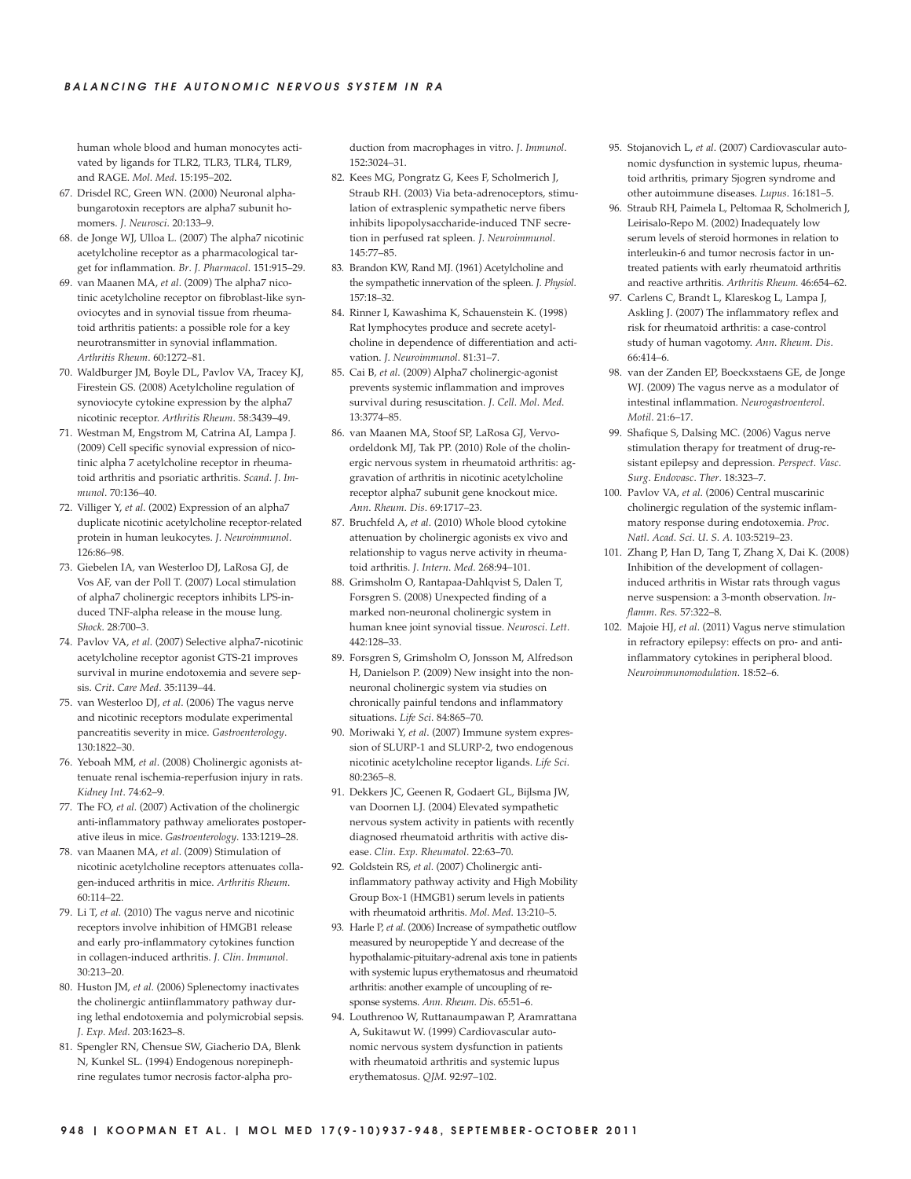human whole blood and human monocytes activated by ligands for TLR2, TLR3, TLR4, TLR9, and RAGE. *Mol. Med.* 15:195–202.

67. Drisdel RC, Green WN. (2000) Neuronal alpha-bungarotoxin receptors are alpha7 subunit homomers. *J. Neurosci.* 20:133–9.
68. de Jonge WJ, Ulloa L. (2007) The alpha7 nicotinic acetylcholine receptor as a pharmacological target for inflammation. *Br. J. Pharmacol.* 151:915–29.
69. van Maanen MA, *et al.* (2009) The alpha7 nicotinic acetylcholine receptor on fibroblast-like synoviocytes and in synovial tissue from rheumatoid arthritis patients: a possible role for a key neurotransmitter in synovial inflammation. *Arthritis Rheum.* 60:1272–81.
70. Waldburger JM, Boyle DL, Pavlov VA, Tracey KJ, Firestein GS. (2008) Acetylcholine regulation of synoviocyte cytokine expression by the alpha7 nicotinic receptor. *Arthritis Rheum.* 58:3439–49.
71. Westman M, Engstrom M, Catrina AI, Lampa J. (2009) Cell specific synovial expression of nicotinic alpha 7 acetylcholine receptor in rheumatoid arthritis and psoriatic arthritis. *Scand. J. Immunol.* 70:136–40.
72. Villiger Y, *et al.* (2002) Expression of an alpha7 duplicate nicotinic acetylcholine receptor-related protein in human leukocytes. *J. Neuroimmunol.* 126:86–98.
73. Giebelen IA, van Westerloo DJ, LaRosa GJ, de Vos AF, van der Poll T. (2007) Local stimulation of alpha7 cholinergic receptors inhibits LPS-induced TNF-alpha release in the mouse lung. *Shock.* 28:700–3.
74. Pavlov VA, *et al.* (2007) Selective alpha7-nicotinic acetylcholine receptor agonist GTS-21 improves survival in murine endotoxemia and severe sepsis. *Crit. Care Med.* 35:1139–44.
75. van Westerloo DJ, *et al.* (2006) The vagus nerve and nicotinic receptors modulate experimental pancreatitis severity in mice. *Gastroenterology.* 130:1822–30.
76. Yeboah MM, *et al.* (2008) Cholinergic agonists attenuate renal ischemia-reperfusion injury in rats. *Kidney Int.* 74:62–9.
77. The FO, *et al.* (2007) Activation of the cholinergic anti-inflammatory pathway ameliorates postoperative ileus in mice. *Gastroenterology.* 133:1219–28.
78. van Maanen MA, *et al.* (2009) Stimulation of nicotinic acetylcholine receptors attenuates collagen-induced arthritis in mice. *Arthritis Rheum.* 60:114–22.
79. Li T, *et al.* (2010) The vagus nerve and nicotinic receptors involve inhibition of HMGB1 release and early pro-inflammatory cytokines function in collagen-induced arthritis. *J. Clin. Immunol.* 30:213–20.
80. Huston JM, *et al.* (2006) Splenectomy inactivates the cholinergic antiinflammatory pathway during lethal endotoxemia and polymicrobial sepsis. *J. Exp. Med.* 203:1623–8.
81. Spengler RN, Chensue SW, Giacherio DA, Blenk N, Kunkel SL. (1994) Endogenous norepinephrine regulates tumor necrosis factor-alpha production from macrophages in vitro. *J. Immunol.* 152:3024–31.
82. Kees MG, Pongratz G, Kees F, Scholmerich J, Straub RH. (2003) Via beta-adrenoceptors, stimulation of extrasplenic sympathetic nerve fibers inhibits lipopolysaccharide-induced TNF secretion in perfused rat spleen. *J. Neuroimmunol.* 145:77–85.
83. Brandon KW, Rand MJ. (1961) Acetylcholine and the sympathetic innervation of the spleen. *J. Physiol.* 157:18–32.
84. Rinner I, Kawashima K, Schauenstein K. (1998) Rat lymphocytes produce and secrete acetylcholine in dependence of differentiation and activation. *J. Neuroimmunol.* 81:31–7.
85. Cai B, *et al.* (2009) Alpha7 cholinergic-agonist prevents systemic inflammation and improves survival during resuscitation. *J. Cell. Mol. Med.* 13:3774–85.
86. van Maanen MA, Stoof SP, LaRosa GJ, Vervoordeldonk MJ, Tak PP. (2010) Role of the cholinergic nervous system in rheumatoid arthritis: aggravation of arthritis in nicotinic acetylcholine receptor alpha7 subunit gene knockout mice. *Ann. Rheum. Dis.* 69:1717–23.
87. Bruchfeld A, *et al.* (2010) Whole blood cytokine attenuation by cholinergic agonists ex vivo and relationship to vagus nerve activity in rheumatoid arthritis. *J. Intern. Med.* 268:94–101.
88. Grimsholm O, Rantapaa-Dahlqvist S, Dalen T, Forsgren S. (2008) Unexpected finding of a marked non-neuronal cholinergic system in human knee joint synovial tissue. *Neurosci. Lett.* 442:128–33.
89. Forsgren S, Grimsholm O, Jonsson M, Alfredson H, Danielson P. (2009) New insight into the non-neuronal cholinergic system via studies on chronically painful tendons and inflammatory situations. *Life Sci.* 84:865–70.
90. Moriwaki Y, *et al.* (2007) Immune system expression of SLURP-1 and SLURP-2, two endogenous nicotinic acetylcholine receptor ligands. *Life Sci.* 80:2365–8.
91. Dekkers JC, Geenen R, Godaert GL, Bijlsma JW, van Doornen LJ. (2004) Elevated sympathetic nervous system activity in patients with recently diagnosed rheumatoid arthritis with active disease. *Clin. Exp. Rheumatol.* 22:63–70.
92. Goldstein RS, *et al.* (2007) Cholinergic anti-inflammatory pathway activity and High Mobility Group Box-1 (HMGB1) serum levels in patients with rheumatoid arthritis. *Mol. Med.* 13:210–5.
93. Harle P, *et al.* (2006) Increase of sympathetic outflow measured by neuropeptide Y and decrease of the hypothalamic-pituitary-adrenal axis tone in patients with systemic lupus erythematosus and rheumatoid arthritis: another example of uncoupling of response systems. *Ann. Rheum. Dis.* 65:51–6.
94. Louthrenoo W, Ruttanaumpawan P, Aramrattana A, Sukitawut W. (1999) Cardiovascular autonomic nervous system dysfunction in patients with rheumatoid arthritis and systemic lupus erythematosus. *QJM.* 92:97–102.
95. Stojanovich L, *et al.* (2007) Cardiovascular autonomic dysfunction in systemic lupus, rheumatoid arthritis, primary Sjogren syndrome and other autoimmune diseases. *Lupus.* 16:181–5.
96. Straub RH, Paimela L, Peltomaa R, Scholmerich J, Leirisalo-Repo M. (2002) Inadequately low serum levels of steroid hormones in relation to interleukin-6 and tumor necrosis factor in untreated patients with early rheumatoid arthritis and reactive arthritis. *Arthritis Rheum.* 46:654–62.
97. Carlens C, Brandt L, Klareskog L, Lampa J, Askling J. (2007) The inflammatory reflex and risk for rheumatoid arthritis: a case-control study of human vagotomy. *Ann. Rheum. Dis.* 66:414–6.
98. van der Zanden EP, Boeckxstaens GE, de Jonge WJ. (2009) The vagus nerve as a modulator of intestinal inflammation. *Neurogastroenterol. Motil.* 21:6–17.
99. Shafique S, Dalsing MC. (2006) Vagus nerve stimulation therapy for treatment of drug-resistant epilepsy and depression. *Perspect. Vasc. Surg. Endovasc. Ther.* 18:323–7.
100. Pavlov VA, *et al.* (2006) Central muscarinic cholinergic regulation of the systemic inflammatory response during endotoxemia. *Proc. Natl. Acad. Sci. U. S. A.* 103:5219–23.
101. Zhang P, Han D, Tang T, Zhang X, Dai K. (2008) Inhibition of the development of collagen-induced arthritis in Wistar rats through vagus nerve suspension: a 3-month observation. *Inflamm. Res.* 57:322–8.
102. Majoie HJ, *et al.* (2011) Vagus nerve stimulation in refractory epilepsy: effects on pro- and anti-inflammatory cytokines in peripheral blood. *Neuroimmunomodulation.* 18:52–6.